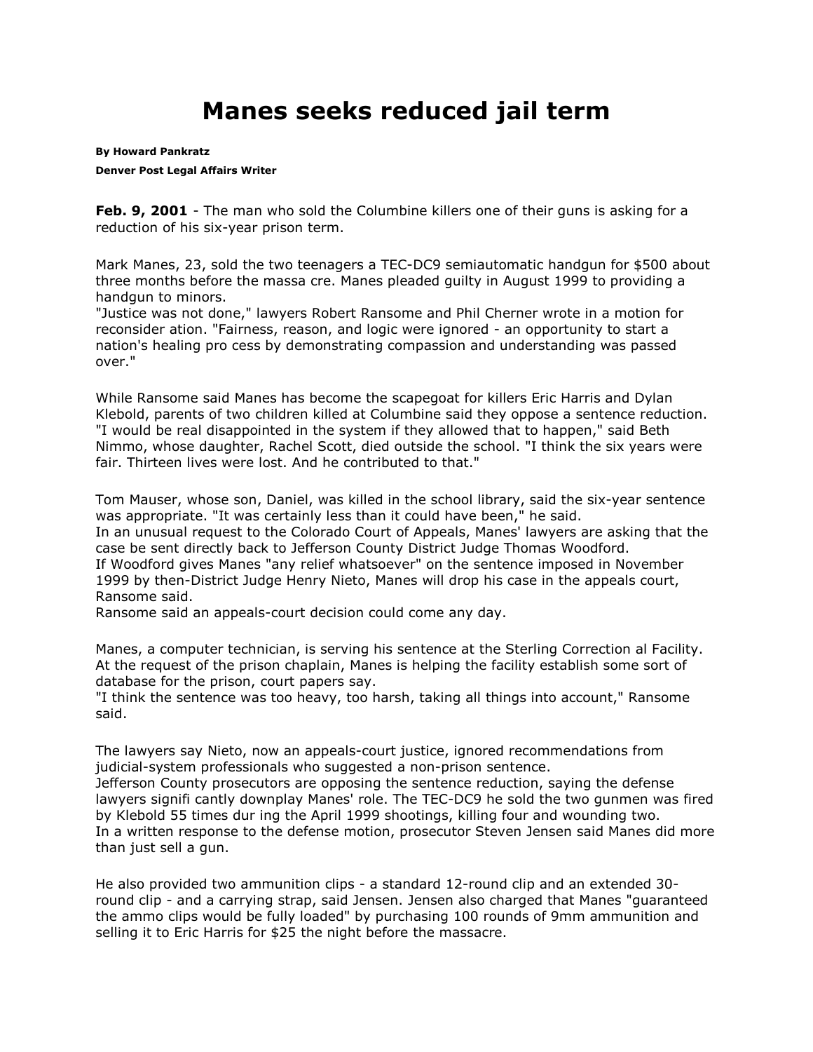# Manes seeks reduced jail term

**By Howard Pankratz**

**Denver Post Legal Affairs Writer**

**Feb. 9, 2001** - The man who sold the Columbine killers one of their guns is asking for a reduction of his six-year prison term.

Mark Manes, 23, sold the two teenagers a TEC-DC9 semiautomatic handgun for $500 about three months before the massa cre. Manes pleaded guilty in August 1999 to providing a handgun to minors.
"Justice was not done," lawyers Robert Ransome and Phil Cherner wrote in a motion for reconsider ation. "Fairness, reason, and logic were ignored - an opportunity to start a nation's healing pro cess by demonstrating compassion and understanding was passed over."

While Ransome said Manes has become the scapegoat for killers Eric Harris and Dylan Klebold, parents of two children killed at Columbine said they oppose a sentence reduction. "I would be real disappointed in the system if they allowed that to happen," said Beth Nimmo, whose daughter, Rachel Scott, died outside the school. "I think the six years were fair. Thirteen lives were lost. And he contributed to that."

Tom Mauser, whose son, Daniel, was killed in the school library, said the six-year sentence was appropriate. "It was certainly less than it could have been," he said.
In an unusual request to the Colorado Court of Appeals, Manes' lawyers are asking that the case be sent directly back to Jefferson County District Judge Thomas Woodford.
If Woodford gives Manes "any relief whatsoever" on the sentence imposed in November 1999 by then-District Judge Henry Nieto, Manes will drop his case in the appeals court, Ransome said.
Ransome said an appeals-court decision could come any day.

Manes, a computer technician, is serving his sentence at the Sterling Correction al Facility. At the request of the prison chaplain, Manes is helping the facility establish some sort of database for the prison, court papers say.
"I think the sentence was too heavy, too harsh, taking all things into account," Ransome said.

The lawyers say Nieto, now an appeals-court justice, ignored recommendations from judicial-system professionals who suggested a non-prison sentence.
Jefferson County prosecutors are opposing the sentence reduction, saying the defense lawyers signifi cantly downplay Manes' role. The TEC-DC9 he sold the two gunmen was fired by Klebold 55 times dur ing the April 1999 shootings, killing four and wounding two.
In a written response to the defense motion, prosecutor Steven Jensen said Manes did more than just sell a gun.

He also provided two ammunition clips - a standard 12-round clip and an extended 30-round clip - and a carrying strap, said Jensen. Jensen also charged that Manes "guaranteed the ammo clips would be fully loaded" by purchasing 100 rounds of 9mm ammunition and selling it to Eric Harris for $25 the night before the massacre.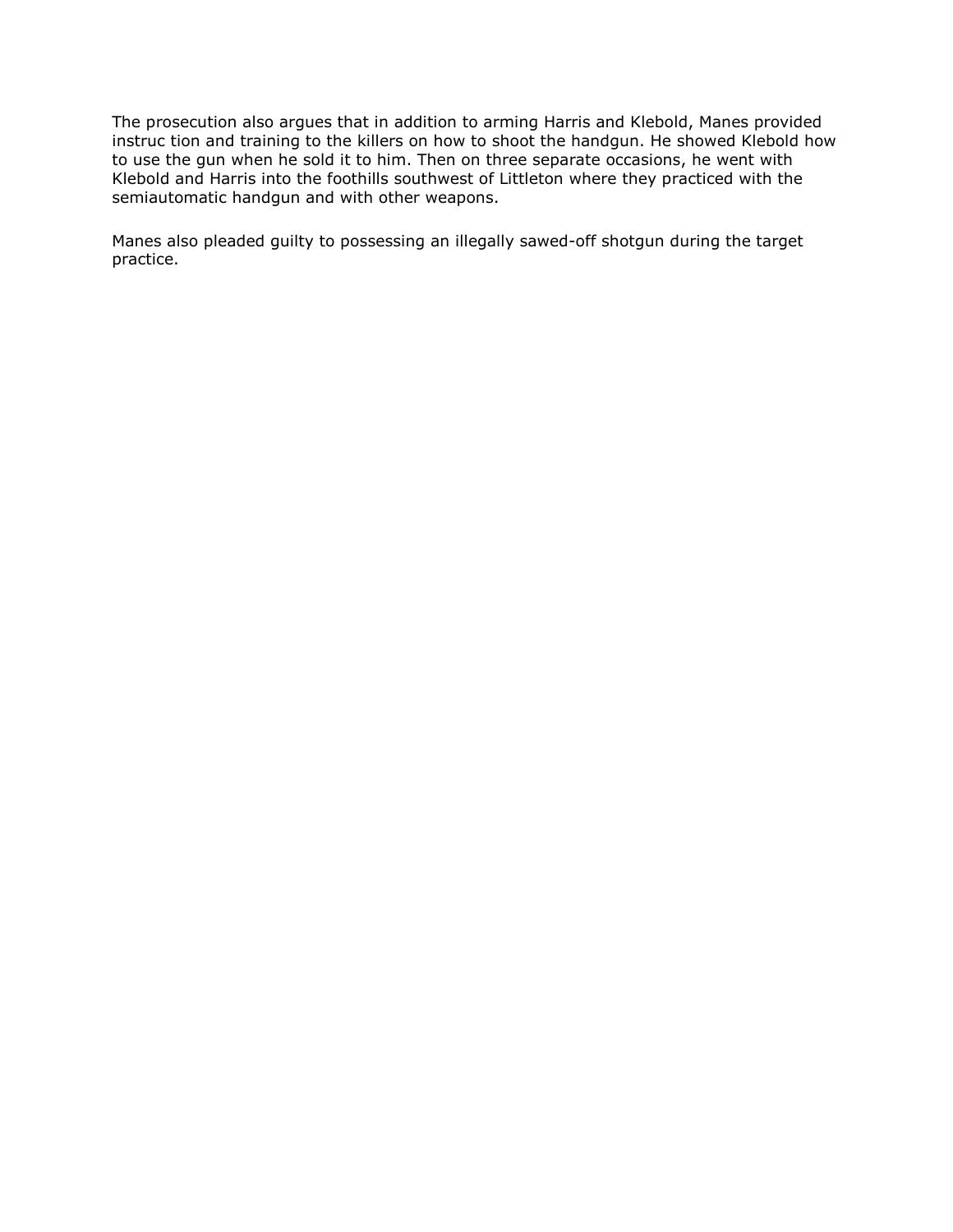The prosecution also argues that in addition to arming Harris and Klebold, Manes provided instruc tion and training to the killers on how to shoot the handgun. He showed Klebold how to use the gun when he sold it to him. Then on three separate occasions, he went with Klebold and Harris into the foothills southwest of Littleton where they practiced with the semiautomatic handgun and with other weapons.

Manes also pleaded guilty to possessing an illegally sawed-off shotgun during the target practice.